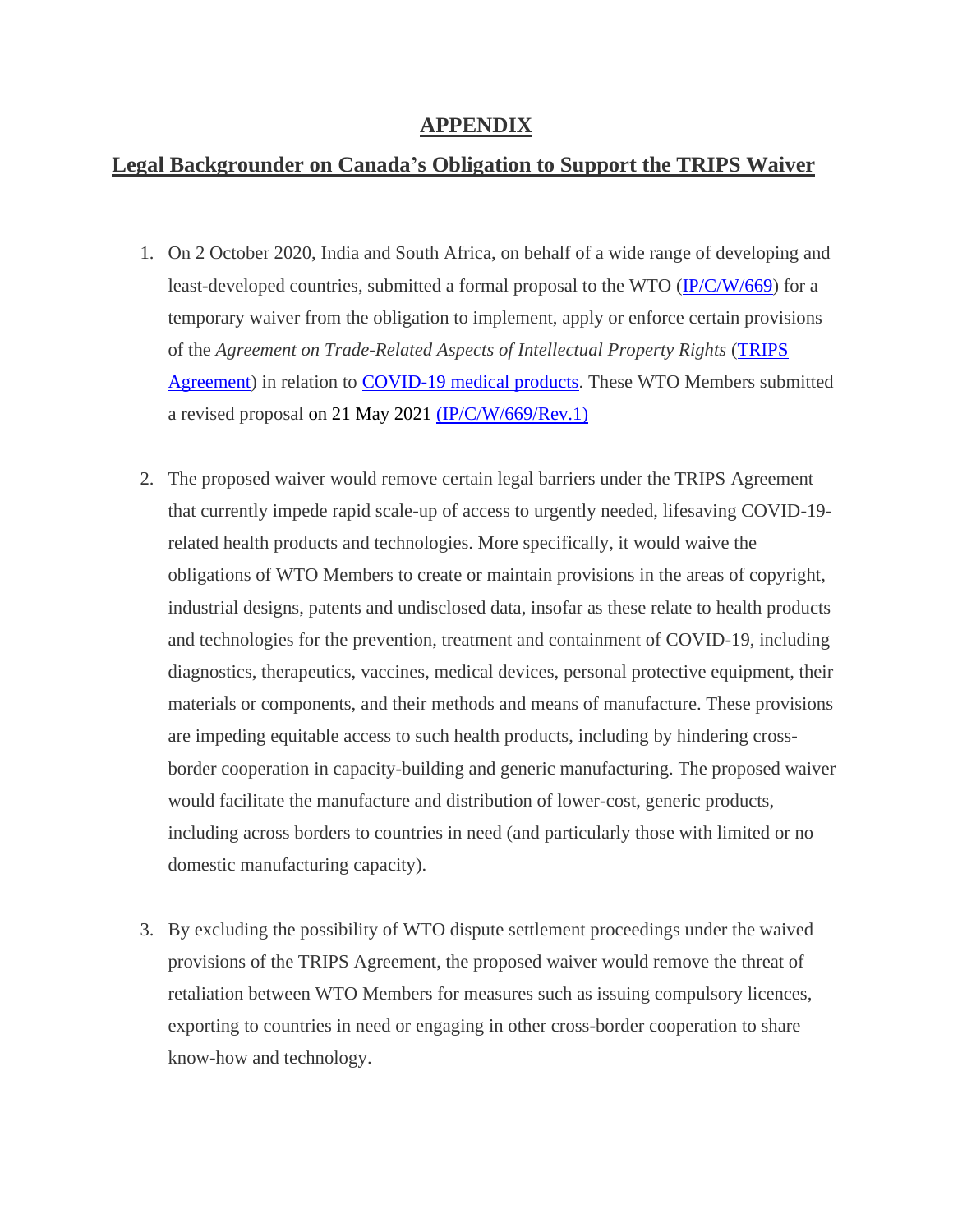# APPENDIX

## Legal Backgrounder on Canada's Obligation to Support the TRIPS Waiver

1. On 2 October 2020, India and South Africa, on behalf of a wide range of developing and least-developed countries, submitted a formal proposal to the WTO (IP/C/W/669) for a temporary waiver from the obligation to implement, apply or enforce certain provisions of the *Agreement on Trade-Related Aspects of Intellectual Property Rights* (TRIPS Agreement) in relation to COVID-19 medical products. These WTO Members submitted a revised proposal on 21 May 2021 (IP/C/W/669/Rev.1)

2. The proposed waiver would remove certain legal barriers under the TRIPS Agreement that currently impede rapid scale-up of access to urgently needed, lifesaving COVID-19-related health products and technologies. More specifically, it would waive the obligations of WTO Members to create or maintain provisions in the areas of copyright, industrial designs, patents and undisclosed data, insofar as these relate to health products and technologies for the prevention, treatment and containment of COVID-19, including diagnostics, therapeutics, vaccines, medical devices, personal protective equipment, their materials or components, and their methods and means of manufacture. These provisions are impeding equitable access to such health products, including by hindering cross-border cooperation in capacity-building and generic manufacturing. The proposed waiver would facilitate the manufacture and distribution of lower-cost, generic products, including across borders to countries in need (and particularly those with limited or no domestic manufacturing capacity).

3. By excluding the possibility of WTO dispute settlement proceedings under the waived provisions of the TRIPS Agreement, the proposed waiver would remove the threat of retaliation between WTO Members for measures such as issuing compulsory licences, exporting to countries in need or engaging in other cross-border cooperation to share know-how and technology.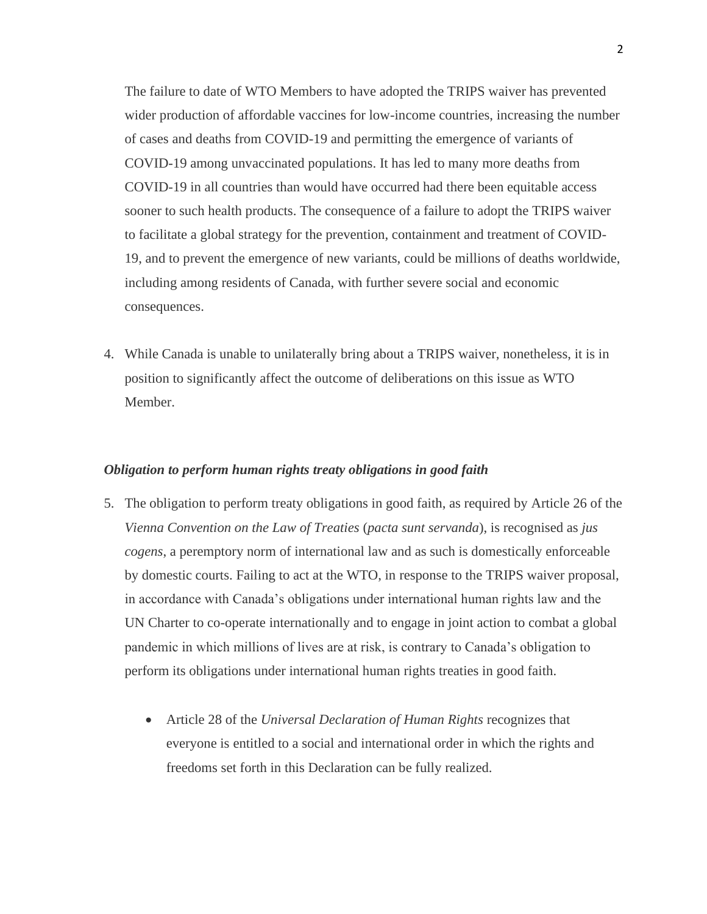The failure to date of WTO Members to have adopted the TRIPS waiver has prevented wider production of affordable vaccines for low-income countries, increasing the number of cases and deaths from COVID-19 and permitting the emergence of variants of COVID-19 among unvaccinated populations. It has led to many more deaths from COVID-19 in all countries than would have occurred had there been equitable access sooner to such health products. The consequence of a failure to adopt the TRIPS waiver to facilitate a global strategy for the prevention, containment and treatment of COVID-19, and to prevent the emergence of new variants, could be millions of deaths worldwide, including among residents of Canada, with further severe social and economic consequences.

4. While Canada is unable to unilaterally bring about a TRIPS waiver, nonetheless, it is in position to significantly affect the outcome of deliberations on this issue as WTO Member.

***Obligation to perform human rights treaty obligations in good faith***

5. The obligation to perform treaty obligations in good faith, as required by Article 26 of the *Vienna Convention on the Law of Treaties* (*pacta sunt servanda*), is recognised as *jus cogens*, a peremptory norm of international law and as such is domestically enforceable by domestic courts. Failing to act at the WTO, in response to the TRIPS waiver proposal, in accordance with Canada's obligations under international human rights law and the UN Charter to co-operate internationally and to engage in joint action to combat a global pandemic in which millions of lives are at risk, is contrary to Canada's obligation to perform its obligations under international human rights treaties in good faith.

    - Article 28 of the *Universal Declaration of Human Rights* recognizes that everyone is entitled to a social and international order in which the rights and freedoms set forth in this Declaration can be fully realized.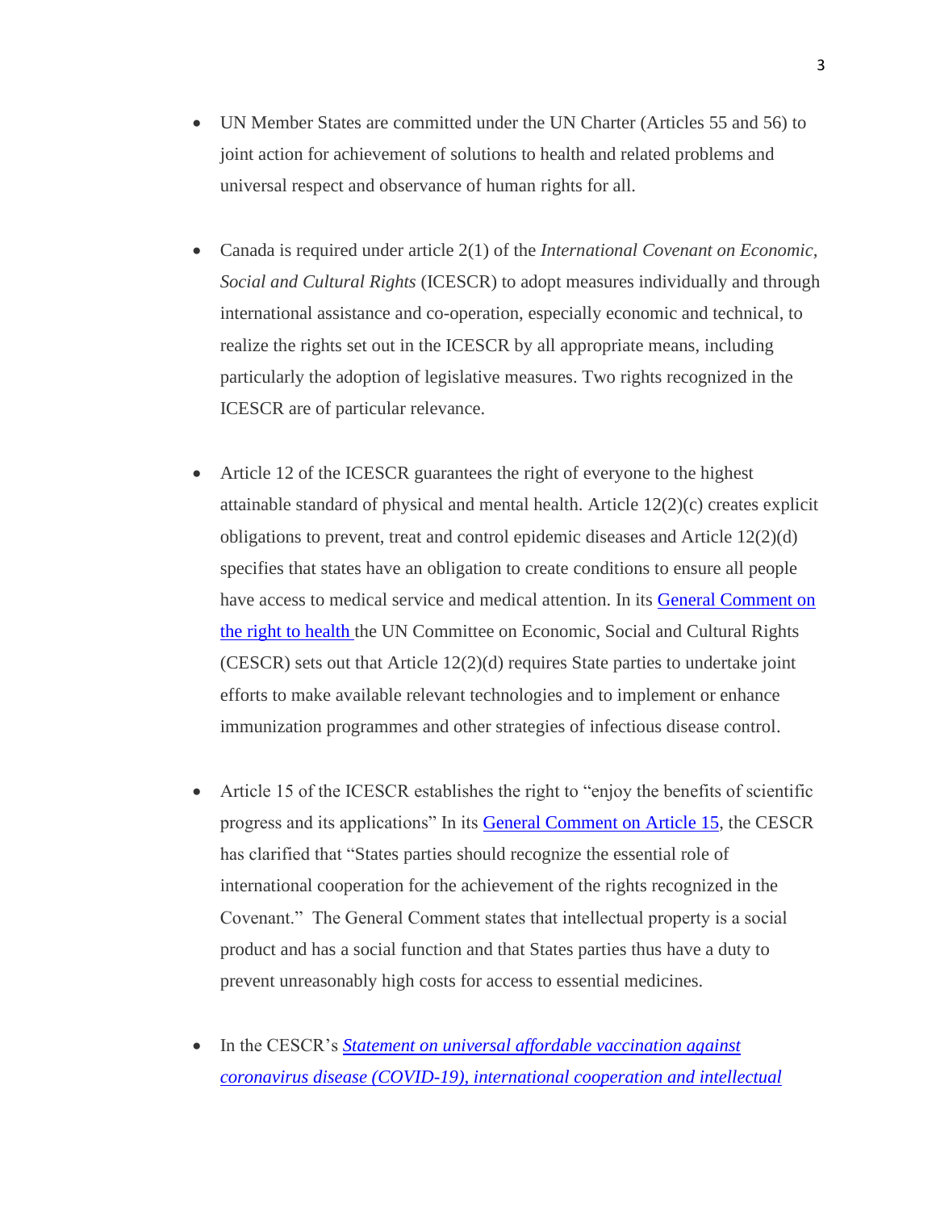- UN Member States are committed under the UN Charter (Articles 55 and 56) to joint action for achievement of solutions to health and related problems and universal respect and observance of human rights for all.

- Canada is required under article 2(1) of the *International Covenant on Economic, Social and Cultural Rights* (ICESCR) to adopt measures individually and through international assistance and co-operation, especially economic and technical, to realize the rights set out in the ICESCR by all appropriate means, including particularly the adoption of legislative measures. Two rights recognized in the ICESCR are of particular relevance.

- Article 12 of the ICESCR guarantees the right of everyone to the highest attainable standard of physical and mental health. Article 12(2)(c) creates explicit obligations to prevent, treat and control epidemic diseases and Article 12(2)(d) specifies that states have an obligation to create conditions to ensure all people have access to medical service and medical attention. In its General Comment on the right to health the UN Committee on Economic, Social and Cultural Rights (CESCR) sets out that Article 12(2)(d) requires State parties to undertake joint efforts to make available relevant technologies and to implement or enhance immunization programmes and other strategies of infectious disease control.

- Article 15 of the ICESCR establishes the right to "enjoy the benefits of scientific progress and its applications" In its General Comment on Article 15, the CESCR has clarified that "States parties should recognize the essential role of international cooperation for the achievement of the rights recognized in the Covenant." The General Comment states that intellectual property is a social product and has a social function and that States parties thus have a duty to prevent unreasonably high costs for access to essential medicines.

- In the CESCR's *Statement on universal affordable vaccination against coronavirus disease (COVID-19), international cooperation and intellectual*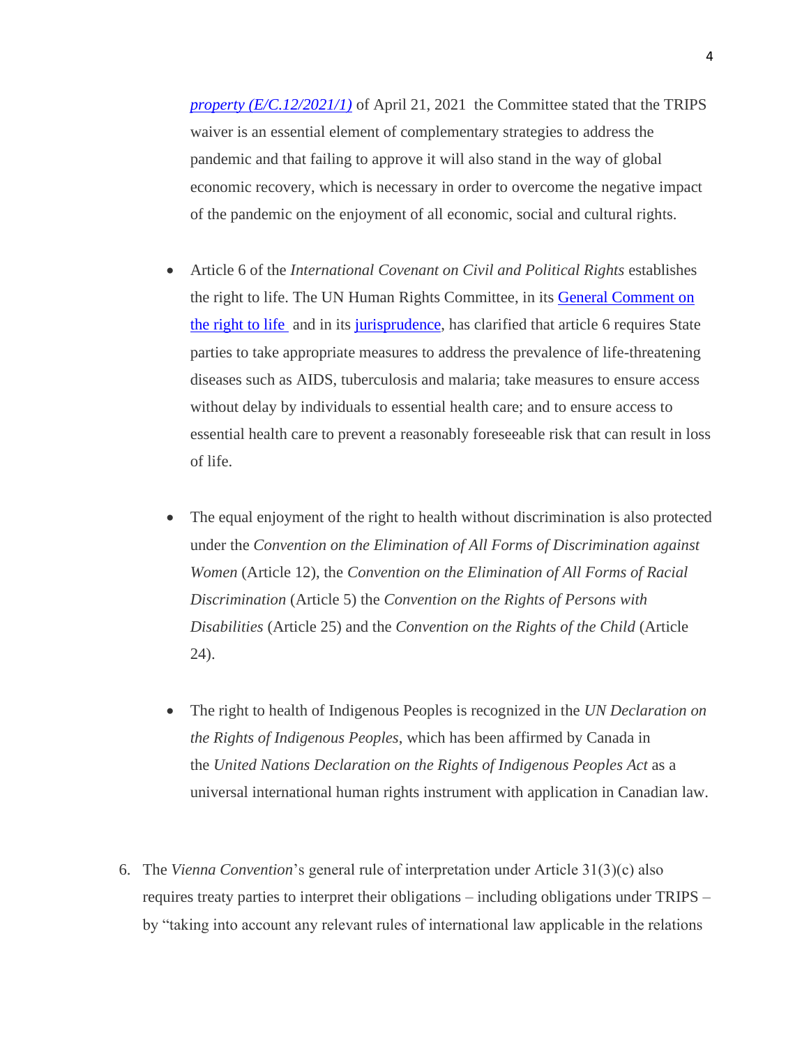[property (E/C.12/2021/1)](#) of April 21, 2021 the Committee stated that the TRIPS waiver is an essential element of complementary strategies to address the pandemic and that failing to approve it will also stand in the way of global economic recovery, which is necessary in order to overcome the negative impact of the pandemic on the enjoyment of all economic, social and cultural rights.

- Article 6 of the *International Covenant on Civil and Political Rights* establishes the right to life. The UN Human Rights Committee, in its [General Comment on the right to life](#) and in its [jurisprudence](#), has clarified that article 6 requires State parties to take appropriate measures to address the prevalence of life-threatening diseases such as AIDS, tuberculosis and malaria; take measures to ensure access without delay by individuals to essential health care; and to ensure access to essential health care to prevent a reasonably foreseeable risk that can result in loss of life.

- The equal enjoyment of the right to health without discrimination is also protected under the *Convention on the Elimination of All Forms of Discrimination against Women* (Article 12), the *Convention on the Elimination of All Forms of Racial Discrimination* (Article 5) the *Convention on the Rights of Persons with Disabilities* (Article 25) and the *Convention on the Rights of the Child* (Article 24).

- The right to health of Indigenous Peoples is recognized in the *UN Declaration on the Rights of Indigenous Peoples*, which has been affirmed by Canada in the *United Nations Declaration on the Rights of Indigenous Peoples Act* as a universal international human rights instrument with application in Canadian law.

6. The *Vienna Convention*'s general rule of interpretation under Article 31(3)(c) also requires treaty parties to interpret their obligations – including obligations under TRIPS – by "taking into account any relevant rules of international law applicable in the relations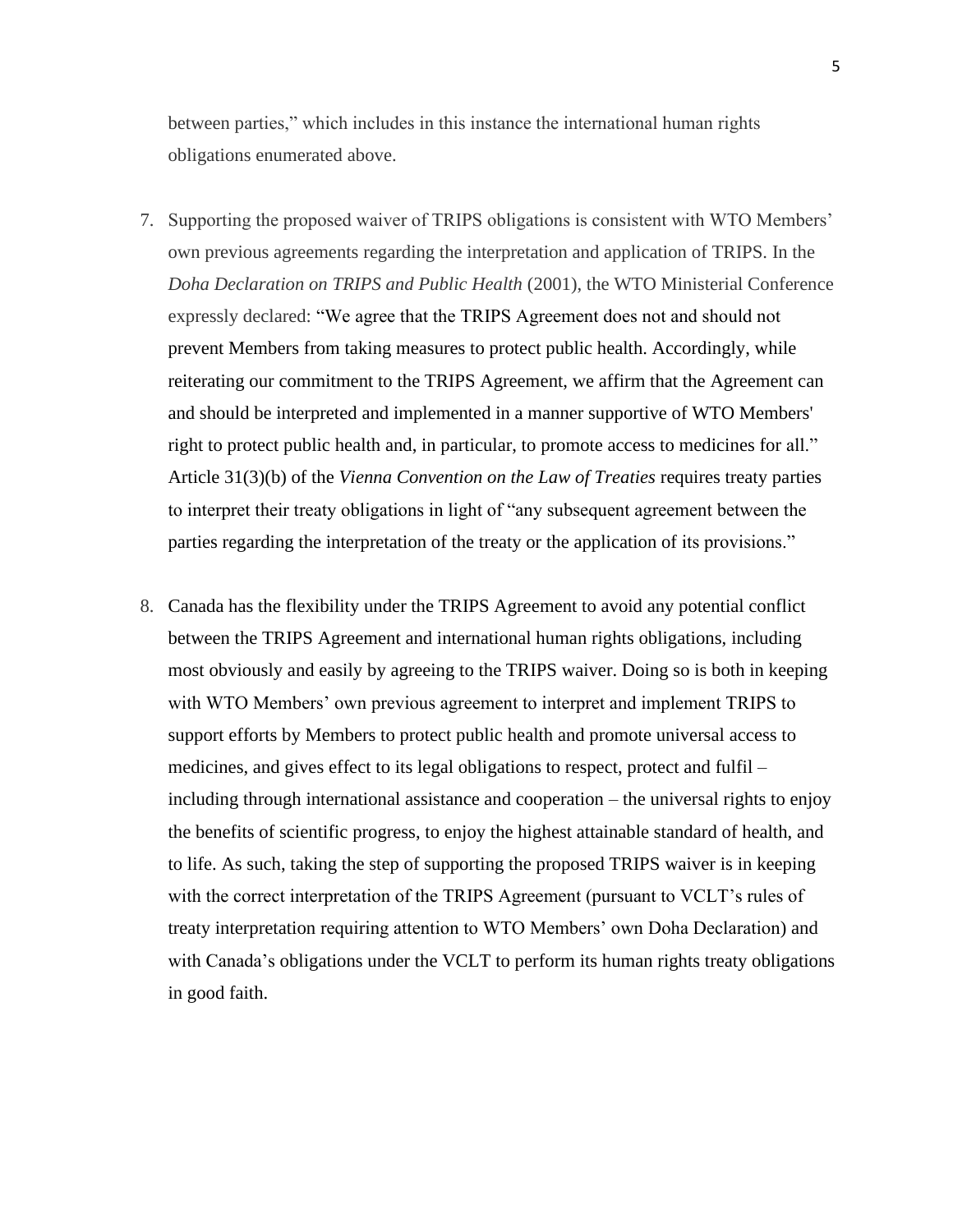between parties," which includes in this instance the international human rights obligations enumerated above.

7. Supporting the proposed waiver of TRIPS obligations is consistent with WTO Members' own previous agreements regarding the interpretation and application of TRIPS. In the *Doha Declaration on TRIPS and Public Health* (2001), the WTO Ministerial Conference expressly declared: "We agree that the TRIPS Agreement does not and should not prevent Members from taking measures to protect public health. Accordingly, while reiterating our commitment to the TRIPS Agreement, we affirm that the Agreement can and should be interpreted and implemented in a manner supportive of WTO Members' right to protect public health and, in particular, to promote access to medicines for all." Article 31(3)(b) of the *Vienna Convention on the Law of Treaties* requires treaty parties to interpret their treaty obligations in light of "any subsequent agreement between the parties regarding the interpretation of the treaty or the application of its provisions."

8. Canada has the flexibility under the TRIPS Agreement to avoid any potential conflict between the TRIPS Agreement and international human rights obligations, including most obviously and easily by agreeing to the TRIPS waiver. Doing so is both in keeping with WTO Members' own previous agreement to interpret and implement TRIPS to support efforts by Members to protect public health and promote universal access to medicines, and gives effect to its legal obligations to respect, protect and fulfil – including through international assistance and cooperation – the universal rights to enjoy the benefits of scientific progress, to enjoy the highest attainable standard of health, and to life. As such, taking the step of supporting the proposed TRIPS waiver is in keeping with the correct interpretation of the TRIPS Agreement (pursuant to VCLT's rules of treaty interpretation requiring attention to WTO Members' own Doha Declaration) and with Canada's obligations under the VCLT to perform its human rights treaty obligations in good faith.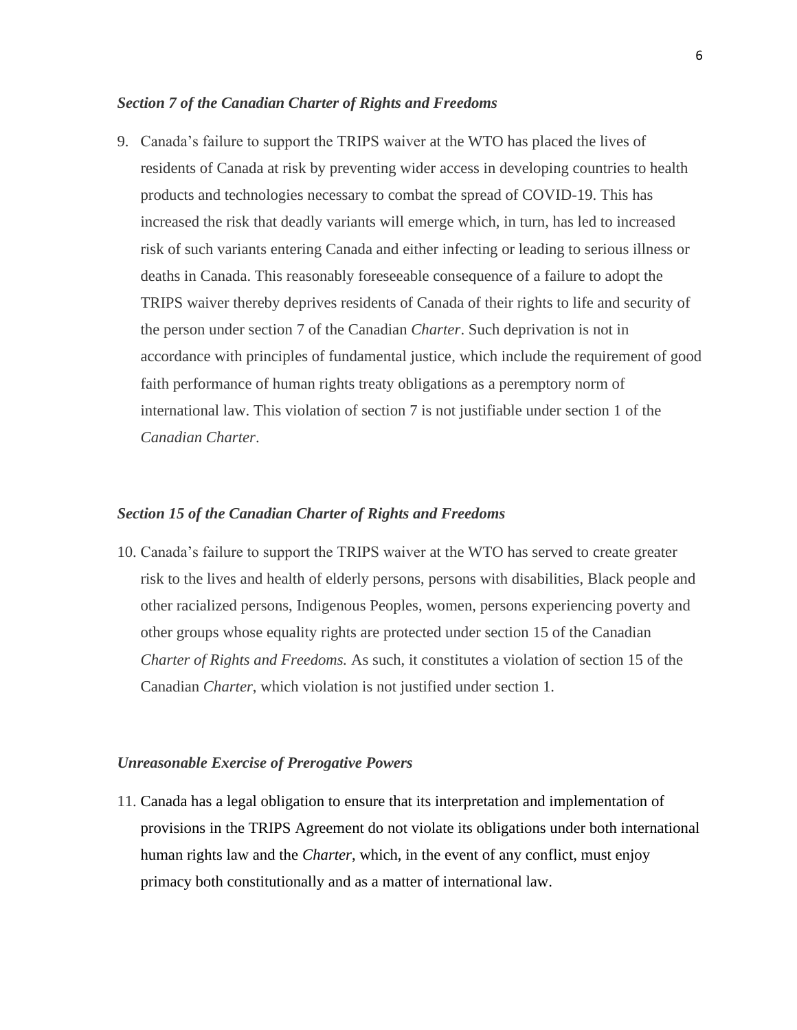### *Section 7 of the Canadian Charter of Rights and Freedoms*

9. Canada's failure to support the TRIPS waiver at the WTO has placed the lives of residents of Canada at risk by preventing wider access in developing countries to health products and technologies necessary to combat the spread of COVID-19. This has increased the risk that deadly variants will emerge which, in turn, has led to increased risk of such variants entering Canada and either infecting or leading to serious illness or deaths in Canada. This reasonably foreseeable consequence of a failure to adopt the TRIPS waiver thereby deprives residents of Canada of their rights to life and security of the person under section 7 of the Canadian *Charter*. Such deprivation is not in accordance with principles of fundamental justice, which include the requirement of good faith performance of human rights treaty obligations as a peremptory norm of international law. This violation of section 7 is not justifiable under section 1 of the *Canadian Charter*.

### *Section 15 of the Canadian Charter of Rights and Freedoms*

10. Canada's failure to support the TRIPS waiver at the WTO has served to create greater risk to the lives and health of elderly persons, persons with disabilities, Black people and other racialized persons, Indigenous Peoples, women, persons experiencing poverty and other groups whose equality rights are protected under section 15 of the Canadian *Charter of Rights and Freedoms.* As such, it constitutes a violation of section 15 of the Canadian *Charter*, which violation is not justified under section 1.

### *Unreasonable Exercise of Prerogative Powers*

11. Canada has a legal obligation to ensure that its interpretation and implementation of provisions in the TRIPS Agreement do not violate its obligations under both international human rights law and the *Charter*, which, in the event of any conflict, must enjoy primacy both constitutionally and as a matter of international law.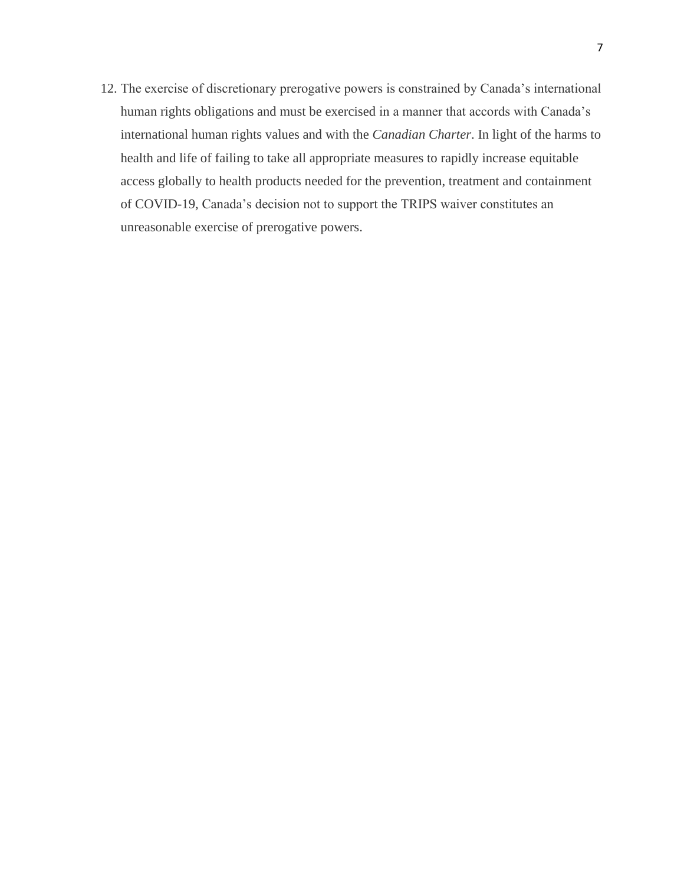12. The exercise of discretionary prerogative powers is constrained by Canada's international human rights obligations and must be exercised in a manner that accords with Canada's international human rights values and with the *Canadian Charter*. In light of the harms to health and life of failing to take all appropriate measures to rapidly increase equitable access globally to health products needed for the prevention, treatment and containment of COVID-19, Canada's decision not to support the TRIPS waiver constitutes an unreasonable exercise of prerogative powers.